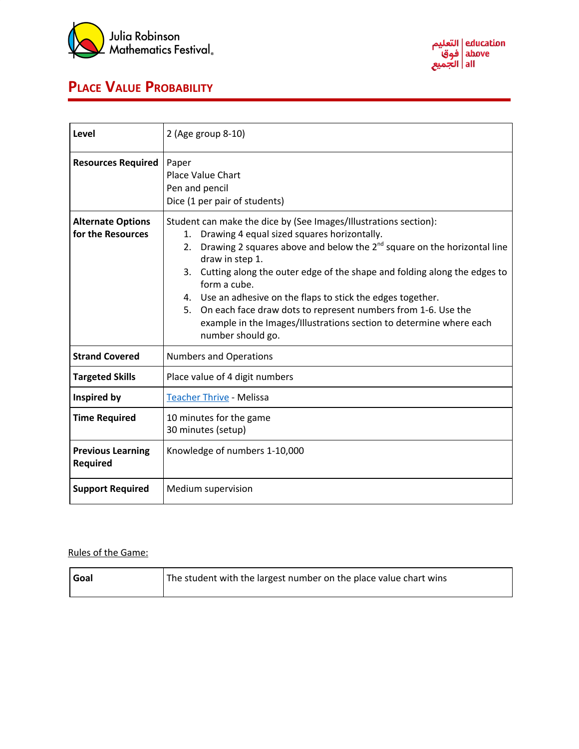# Place Value Probability

| Level | 2 (Age group 8-10) |
| --- | --- |
| Resources Required | Paper<br>Place Value Chart<br>Pen and pencil<br>Dice (1 per pair of students) |
| Alternate Options for the Resources | Student can make the dice by (See Images/Illustrations section):<br>1. Drawing 4 equal sized squares horizontally.<br>2. Drawing 2 squares above and below the 2nd square on the horizontal line draw in step 1.<br>3. Cutting along the outer edge of the shape and folding along the edges to form a cube.<br>4. Use an adhesive on the flaps to stick the edges together.<br>5. On each face draw dots to represent numbers from 1-6. Use the example in the Images/Illustrations section to determine where each number should go. |
| Strand Covered | Numbers and Operations |
| Targeted Skills | Place value of 4 digit numbers |
| Inspired by | Teacher Thrive - Melissa |
| Time Required | 10 minutes for the game<br>30 minutes (setup) |
| Previous Learning Required | Knowledge of numbers 1-10,000 |
| Support Required | Medium supervision |

Rules of the Game:

| Goal | The student with the largest number on the place value chart wins |
| --- | --- |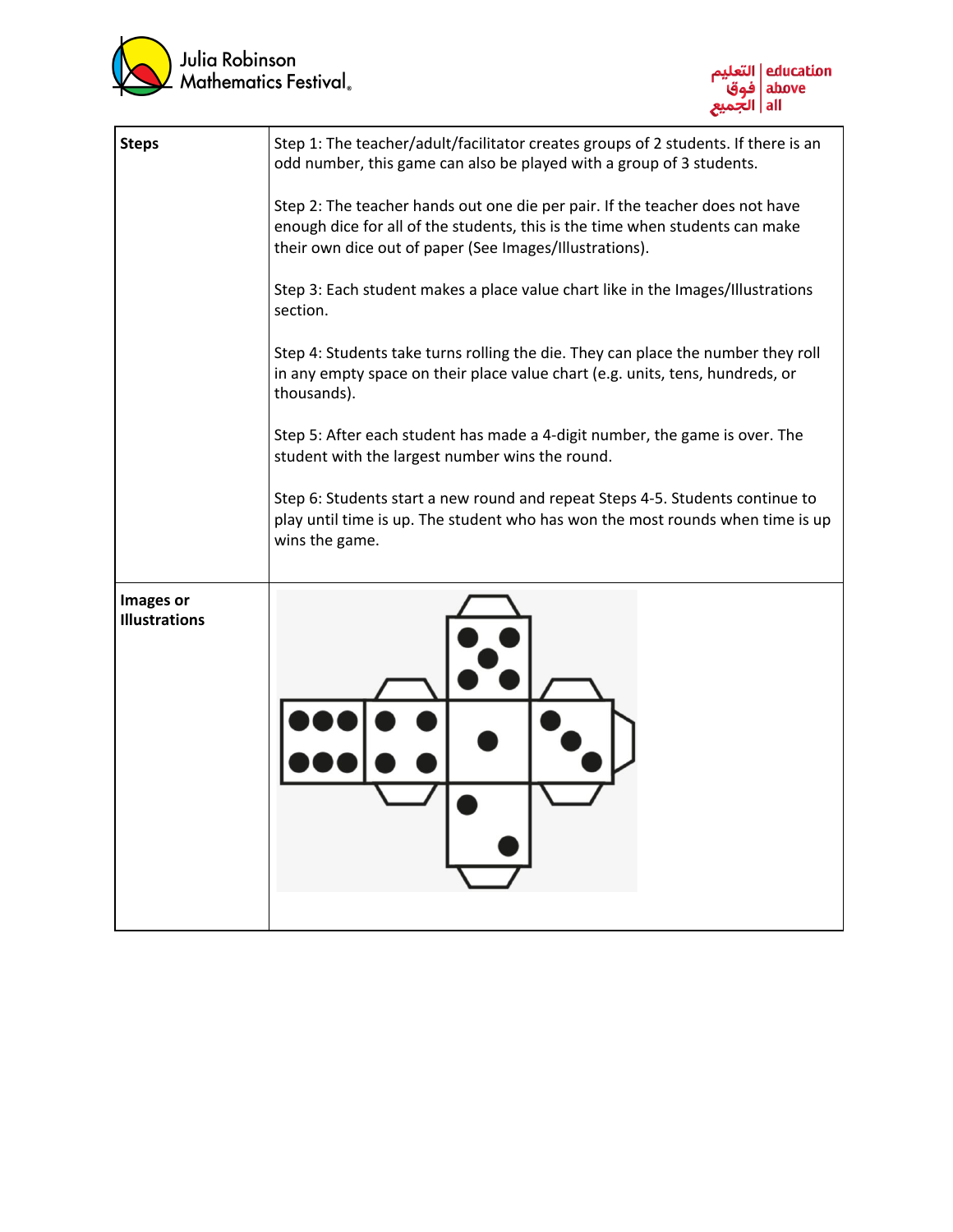| Steps | Step 1: The teacher/adult/facilitator creates groups of 2 students. If there is an odd number, this game can also be played with a group of 3 students.<br><br>Step 2: The teacher hands out one die per pair. If the teacher does not have enough dice for all of the students, this is the time when students can make their own dice out of paper (See Images/Illustrations).<br><br>Step 3: Each student makes a place value chart like in the Images/Illustrations section.<br><br>Step 4: Students take turns rolling the die. They can place the number they roll in any empty space on their place value chart (e.g. units, tens, hundreds, or thousands).<br><br>Step 5: After each student has made a 4-digit number, the game is over. The student with the largest number wins the round.<br><br>Step 6: Students start a new round and repeat Steps 4-5. Students continue to play until time is up. The student who has won the most rounds when time is up wins the game. |
|---|---|
| **Images or Illustrations** | |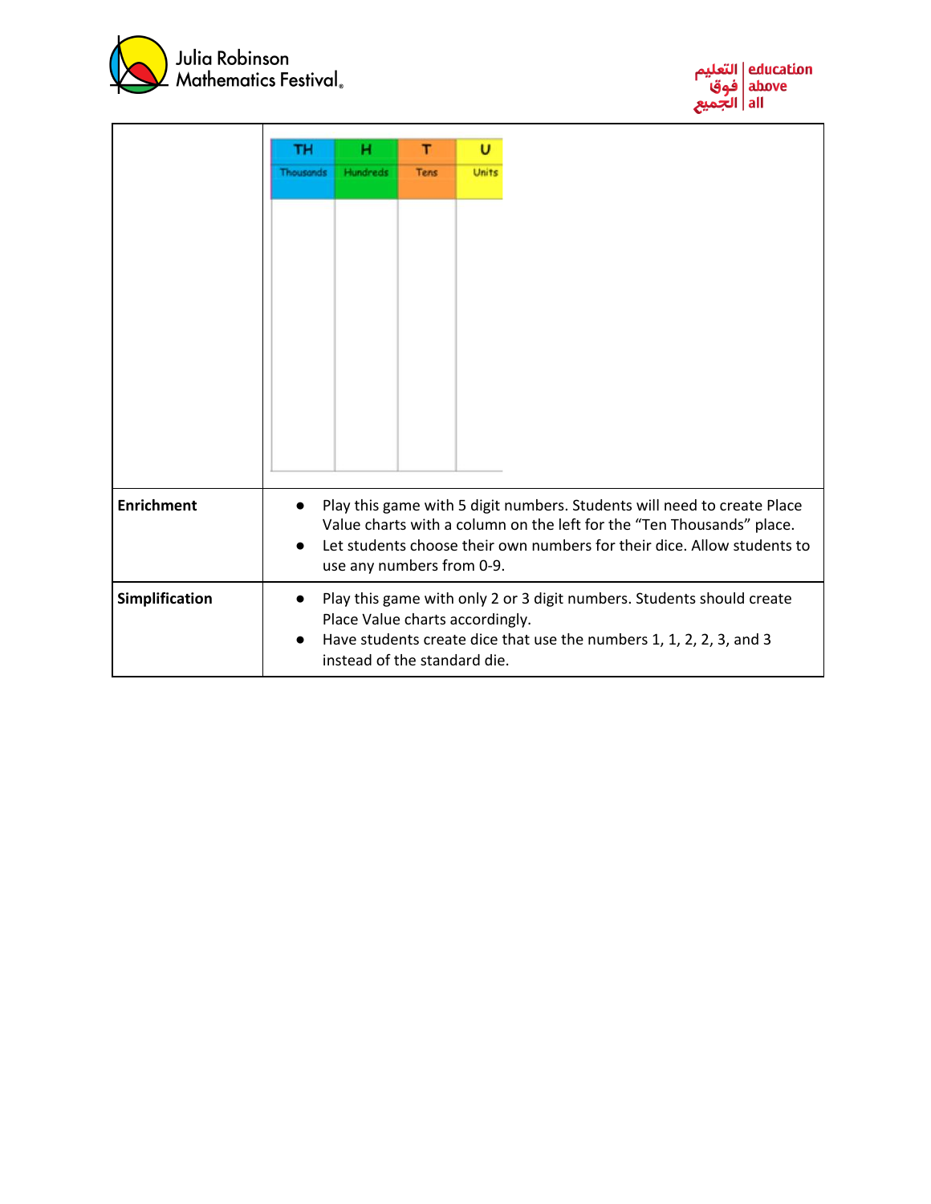| | |
|---|---|
| | TH Thousands \| H Hundreds \| T Tens \| U Units |
| **Enrichment** | • Play this game with 5 digit numbers. Students will need to create Place Value charts with a column on the left for the "Ten Thousands" place.<br>• Let students choose their own numbers for their dice. Allow students to use any numbers from 0-9. |
| **Simplification** | • Play this game with only 2 or 3 digit numbers. Students should create Place Value charts accordingly.<br>• Have students create dice that use the numbers 1, 1, 2, 2, 3, and 3 instead of the standard die. |